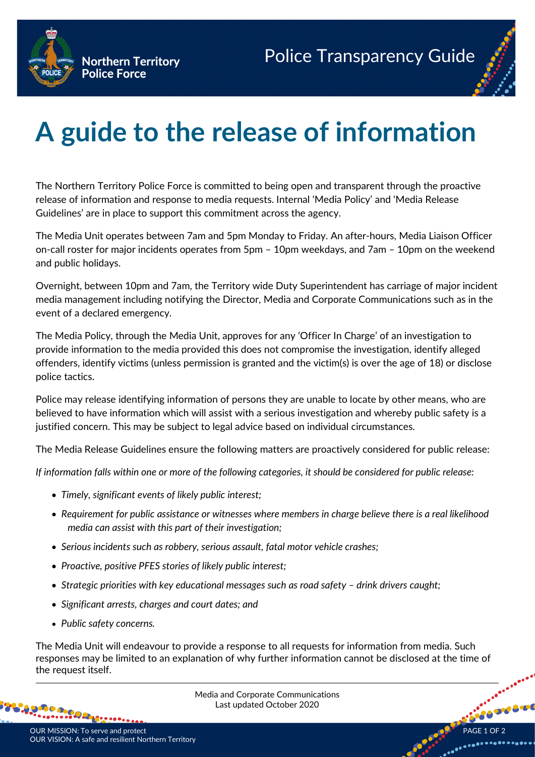Northern Territory Police Force

Police Transparency Guide

# A guide to the release of information

The Northern Territory Police Force is committed to being open and transparent through the proactive release of information and response to media requests. Internal 'Media Policy' and 'Media Release Guidelines' are in place to support this commitment across the agency.

The Media Unit operates between 7am and 5pm Monday to Friday. An after-hours, Media Liaison Officer on-call roster for major incidents operates from 5pm – 10pm weekdays, and 7am – 10pm on the weekend and public holidays.

Overnight, between 10pm and 7am, the Territory wide Duty Superintendent has carriage of major incident media management including notifying the Director, Media and Corporate Communications such as in the event of a declared emergency.

The Media Policy, through the Media Unit, approves for any 'Officer In Charge' of an investigation to provide information to the media provided this does not compromise the investigation, identify alleged offenders, identify victims (unless permission is granted and the victim(s) is over the age of 18) or disclose police tactics.

Police may release identifying information of persons they are unable to locate by other means, who are believed to have information which will assist with a serious investigation and whereby public safety is a justified concern. This may be subject to legal advice based on individual circumstances.

The Media Release Guidelines ensure the following matters are proactively considered for public release:

*If information falls within one or more of the following categories, it should be considered for public release:*

- *Timely, significant events of likely public interest;*
- *Requirement for public assistance or witnesses where members in charge believe there is a real likelihood media can assist with this part of their investigation;*
- *Serious incidents such as robbery, serious assault, fatal motor vehicle crashes;*
- *Proactive, positive PFES stories of likely public interest;*
- *Strategic priorities with key educational messages such as road safety – drink drivers caught;*
- *Significant arrests, charges and court dates; and*
- *Public safety concerns.*

The Media Unit will endeavour to provide a response to all requests for information from media. Such responses may be limited to an explanation of why further information cannot be disclosed at the time of the request itself.

Media and Corporate Communications
Last updated October 2020

OUR MISSION: To serve and protect
OUR VISION: A safe and resilient Northern Territory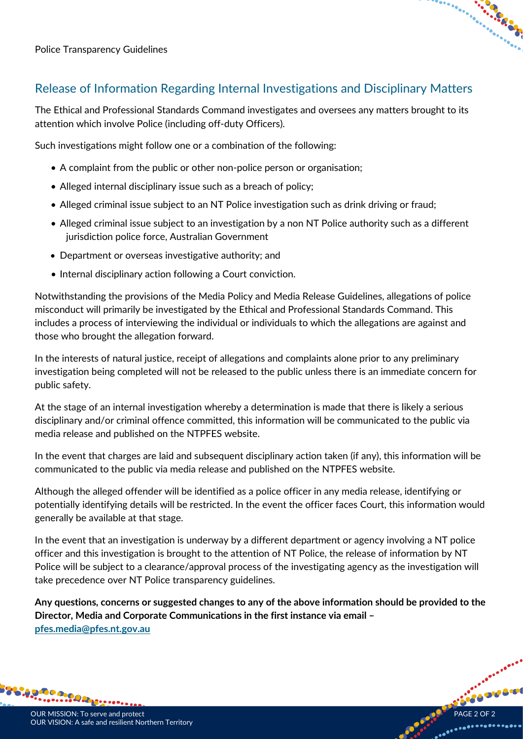## Release of Information Regarding Internal Investigations and Disciplinary Matters

The Ethical and Professional Standards Command investigates and oversees any matters brought to its attention which involve Police (including off-duty Officers).

Such investigations might follow one or a combination of the following:

- A complaint from the public or other non-police person or organisation;
- Alleged internal disciplinary issue such as a breach of policy;
- Alleged criminal issue subject to an NT Police investigation such as drink driving or fraud;
- Alleged criminal issue subject to an investigation by a non NT Police authority such as a different jurisdiction police force, Australian Government
- Department or overseas investigative authority; and
- Internal disciplinary action following a Court conviction.

Notwithstanding the provisions of the Media Policy and Media Release Guidelines, allegations of police misconduct will primarily be investigated by the Ethical and Professional Standards Command. This includes a process of interviewing the individual or individuals to which the allegations are against and those who brought the allegation forward.

In the interests of natural justice, receipt of allegations and complaints alone prior to any preliminary investigation being completed will not be released to the public unless there is an immediate concern for public safety.

At the stage of an internal investigation whereby a determination is made that there is likely a serious disciplinary and/or criminal offence committed, this information will be communicated to the public via media release and published on the NTPFES website.

In the event that charges are laid and subsequent disciplinary action taken (if any), this information will be communicated to the public via media release and published on the NTPFES website.

Although the alleged offender will be identified as a police officer in any media release, identifying or potentially identifying details will be restricted. In the event the officer faces Court, this information would generally be available at that stage.

In the event that an investigation is underway by a different department or agency involving a NT police officer and this investigation is brought to the attention of NT Police, the release of information by NT Police will be subject to a clearance/approval process of the investigating agency as the investigation will take precedence over NT Police transparency guidelines.

**Any questions, concerns or suggested changes to any of the above information should be provided to the Director, Media and Corporate Communications in the first instance via email – [pfes.media@pfes.nt.gov.au](mailto:pfes.media@pfes.nt.gov.au)**

OUR MISSION: To serve and protect
OUR VISION: A safe and resilient Northern Territory